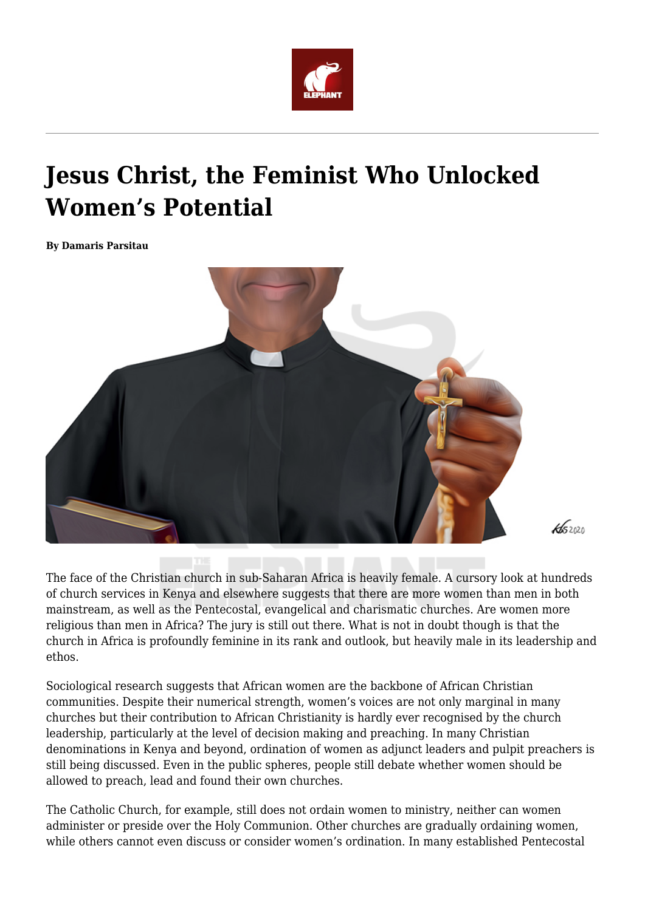# Jesus Christ, the Feminist Who Unlocked Women's Potential

**By Damaris Parsitau**

The face of the Christian church in sub-Saharan Africa is heavily female. A cursory look at hundreds of church services in Kenya and elsewhere suggests that there are more women than men in both mainstream, as well as the Pentecostal, evangelical and charismatic churches. Are women more religious than men in Africa? The jury is still out there. What is not in doubt though is that the church in Africa is profoundly feminine in its rank and outlook, but heavily male in its leadership and ethos.

Sociological research suggests that African women are the backbone of African Christian communities. Despite their numerical strength, women's voices are not only marginal in many churches but their contribution to African Christianity is hardly ever recognised by the church leadership, particularly at the level of decision making and preaching. In many Christian denominations in Kenya and beyond, ordination of women as adjunct leaders and pulpit preachers is still being discussed. Even in the public spheres, people still debate whether women should be allowed to preach, lead and found their own churches.

The Catholic Church, for example, still does not ordain women to ministry, neither can women administer or preside over the Holy Communion. Other churches are gradually ordaining women, while others cannot even discuss or consider women's ordination. In many established Pentecostal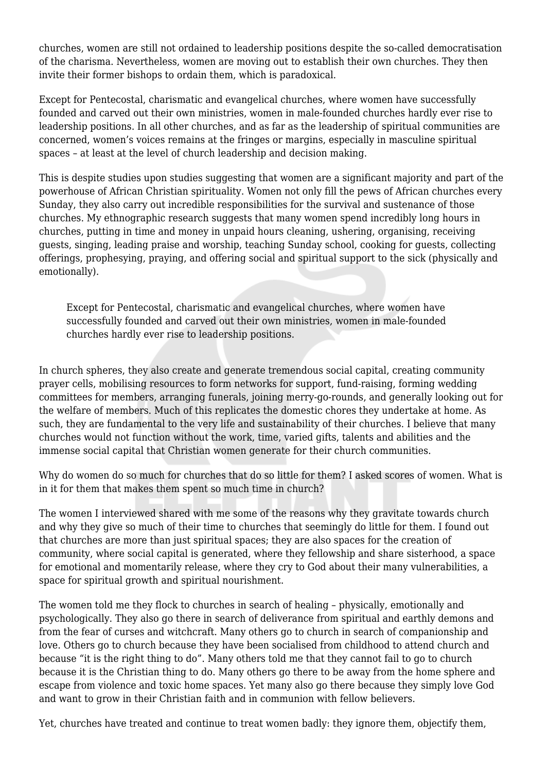churches, women are still not ordained to leadership positions despite the so-called democratisation of the charisma. Nevertheless, women are moving out to establish their own churches. They then invite their former bishops to ordain them, which is paradoxical.

Except for Pentecostal, charismatic and evangelical churches, where women have successfully founded and carved out their own ministries, women in male-founded churches hardly ever rise to leadership positions. In all other churches, and as far as the leadership of spiritual communities are concerned, women's voices remains at the fringes or margins, especially in masculine spiritual spaces – at least at the level of church leadership and decision making.

This is despite studies upon studies suggesting that women are a significant majority and part of the powerhouse of African Christian spirituality. Women not only fill the pews of African churches every Sunday, they also carry out incredible responsibilities for the survival and sustenance of those churches. My ethnographic research suggests that many women spend incredibly long hours in churches, putting in time and money in unpaid hours cleaning, ushering, organising, receiving guests, singing, leading praise and worship, teaching Sunday school, cooking for guests, collecting offerings, prophesying, praying, and offering social and spiritual support to the sick (physically and emotionally).

> Except for Pentecostal, charismatic and evangelical churches, where women have successfully founded and carved out their own ministries, women in male-founded churches hardly ever rise to leadership positions.

In church spheres, they also create and generate tremendous social capital, creating community prayer cells, mobilising resources to form networks for support, fund-raising, forming wedding committees for members, arranging funerals, joining merry-go-rounds, and generally looking out for the welfare of members. Much of this replicates the domestic chores they undertake at home. As such, they are fundamental to the very life and sustainability of their churches. I believe that many churches would not function without the work, time, varied gifts, talents and abilities and the immense social capital that Christian women generate for their church communities.

Why do women do so much for churches that do so little for them? I asked scores of women. What is in it for them that makes them spent so much time in church?

The women I interviewed shared with me some of the reasons why they gravitate towards church and why they give so much of their time to churches that seemingly do little for them. I found out that churches are more than just spiritual spaces; they are also spaces for the creation of community, where social capital is generated, where they fellowship and share sisterhood, a space for emotional and momentarily release, where they cry to God about their many vulnerabilities, a space for spiritual growth and spiritual nourishment.

The women told me they flock to churches in search of healing – physically, emotionally and psychologically. They also go there in search of deliverance from spiritual and earthly demons and from the fear of curses and witchcraft. Many others go to church in search of companionship and love. Others go to church because they have been socialised from childhood to attend church and because "it is the right thing to do". Many others told me that they cannot fail to go to church because it is the Christian thing to do. Many others go there to be away from the home sphere and escape from violence and toxic home spaces. Yet many also go there because they simply love God and want to grow in their Christian faith and in communion with fellow believers.

Yet, churches have treated and continue to treat women badly: they ignore them, objectify them,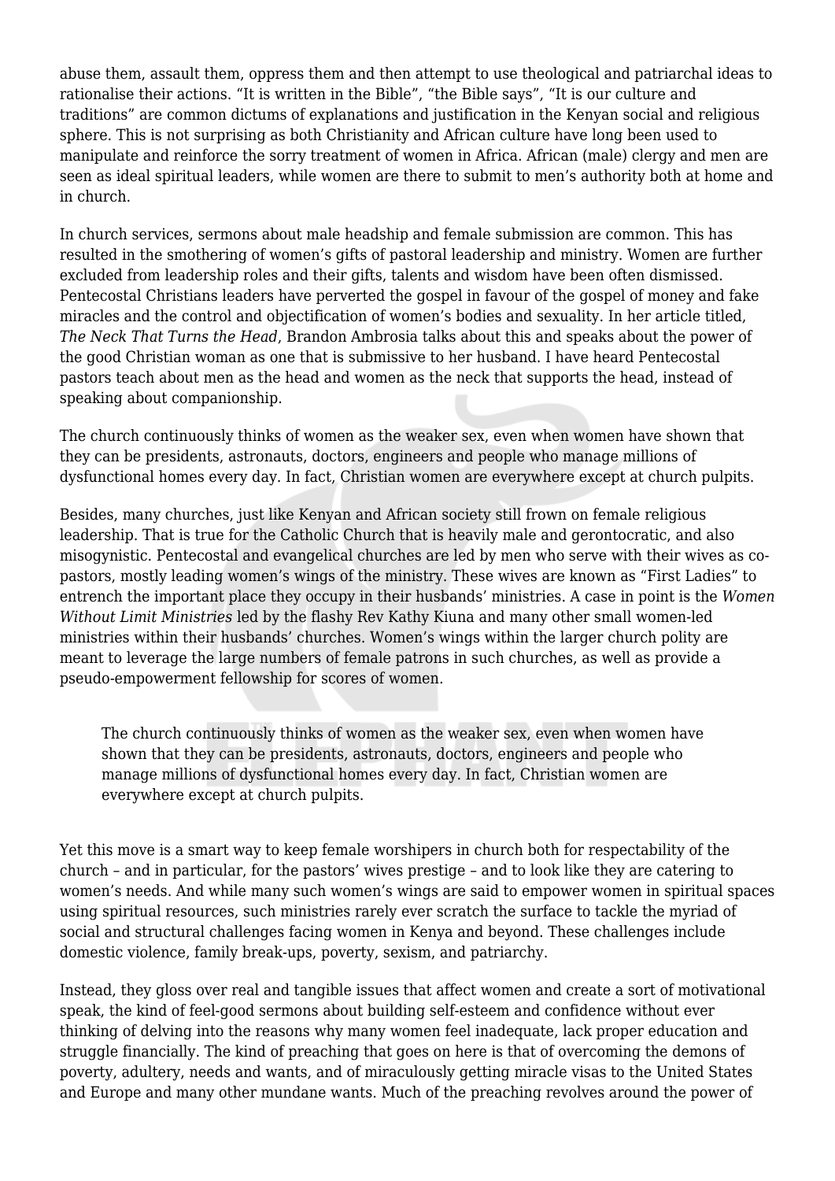abuse them, assault them, oppress them and then attempt to use theological and patriarchal ideas to rationalise their actions. "It is written in the Bible", "the Bible says", "It is our culture and traditions" are common dictums of explanations and justification in the Kenyan social and religious sphere. This is not surprising as both Christianity and African culture have long been used to manipulate and reinforce the sorry treatment of women in Africa. African (male) clergy and men are seen as ideal spiritual leaders, while women are there to submit to men's authority both at home and in church.

In church services, sermons about male headship and female submission are common. This has resulted in the smothering of women's gifts of pastoral leadership and ministry. Women are further excluded from leadership roles and their gifts, talents and wisdom have been often dismissed. Pentecostal Christians leaders have perverted the gospel in favour of the gospel of money and fake miracles and the control and objectification of women's bodies and sexuality. In her article titled, *The Neck That Turns the Head*, Brandon Ambrosia talks about this and speaks about the power of the good Christian woman as one that is submissive to her husband. I have heard Pentecostal pastors teach about men as the head and women as the neck that supports the head, instead of speaking about companionship.

The church continuously thinks of women as the weaker sex, even when women have shown that they can be presidents, astronauts, doctors, engineers and people who manage millions of dysfunctional homes every day. In fact, Christian women are everywhere except at church pulpits.

Besides, many churches, just like Kenyan and African society still frown on female religious leadership. That is true for the Catholic Church that is heavily male and gerontocratic, and also misogynistic. Pentecostal and evangelical churches are led by men who serve with their wives as co-pastors, mostly leading women's wings of the ministry. These wives are known as "First Ladies" to entrench the important place they occupy in their husbands' ministries. A case in point is the *Women Without Limit Ministries* led by the flashy Rev Kathy Kiuna and many other small women-led ministries within their husbands' churches. Women's wings within the larger church polity are meant to leverage the large numbers of female patrons in such churches, as well as provide a pseudo-empowerment fellowship for scores of women.

> The church continuously thinks of women as the weaker sex, even when women have shown that they can be presidents, astronauts, doctors, engineers and people who manage millions of dysfunctional homes every day. In fact, Christian women are everywhere except at church pulpits.

Yet this move is a smart way to keep female worshipers in church both for respectability of the church – and in particular, for the pastors' wives prestige – and to look like they are catering to women's needs. And while many such women's wings are said to empower women in spiritual spaces using spiritual resources, such ministries rarely ever scratch the surface to tackle the myriad of social and structural challenges facing women in Kenya and beyond. These challenges include domestic violence, family break-ups, poverty, sexism, and patriarchy.

Instead, they gloss over real and tangible issues that affect women and create a sort of motivational speak, the kind of feel-good sermons about building self-esteem and confidence without ever thinking of delving into the reasons why many women feel inadequate, lack proper education and struggle financially. The kind of preaching that goes on here is that of overcoming the demons of poverty, adultery, needs and wants, and of miraculously getting miracle visas to the United States and Europe and many other mundane wants. Much of the preaching revolves around the power of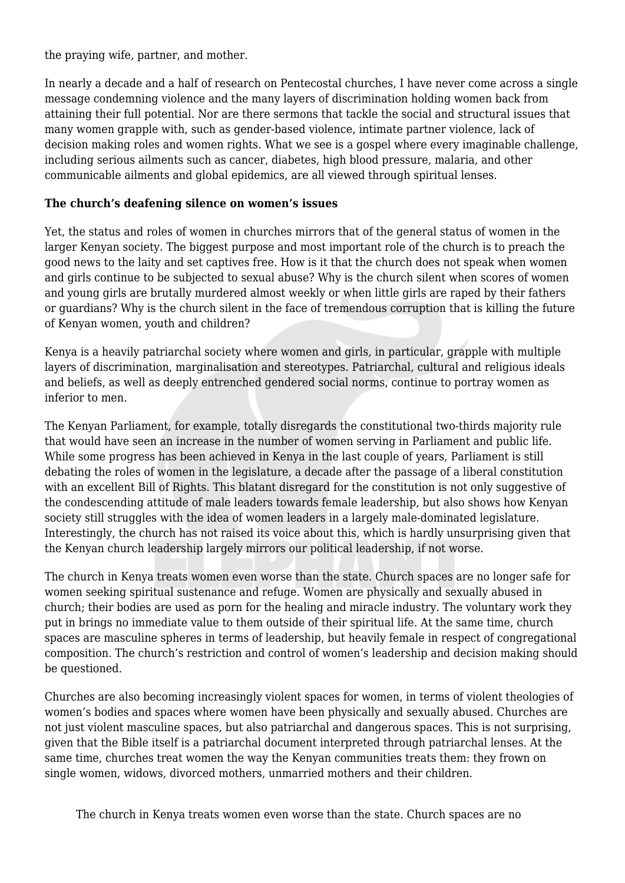the praying wife, partner, and mother.

In nearly a decade and a half of research on Pentecostal churches, I have never come across a single message condemning violence and the many layers of discrimination holding women back from attaining their full potential. Nor are there sermons that tackle the social and structural issues that many women grapple with, such as gender-based violence, intimate partner violence, lack of decision making roles and women rights. What we see is a gospel where every imaginable challenge, including serious ailments such as cancer, diabetes, high blood pressure, malaria, and other communicable ailments and global epidemics, are all viewed through spiritual lenses.

**The church's deafening silence on women's issues**

Yet, the status and roles of women in churches mirrors that of the general status of women in the larger Kenyan society. The biggest purpose and most important role of the church is to preach the good news to the laity and set captives free. How is it that the church does not speak when women and girls continue to be subjected to sexual abuse? Why is the church silent when scores of women and young girls are brutally murdered almost weekly or when little girls are raped by their fathers or guardians? Why is the church silent in the face of tremendous corruption that is killing the future of Kenyan women, youth and children?

Kenya is a heavily patriarchal society where women and girls, in particular, grapple with multiple layers of discrimination, marginalisation and stereotypes. Patriarchal, cultural and religious ideals and beliefs, as well as deeply entrenched gendered social norms, continue to portray women as inferior to men.

The Kenyan Parliament, for example, totally disregards the constitutional two-thirds majority rule that would have seen an increase in the number of women serving in Parliament and public life. While some progress has been achieved in Kenya in the last couple of years, Parliament is still debating the roles of women in the legislature, a decade after the passage of a liberal constitution with an excellent Bill of Rights. This blatant disregard for the constitution is not only suggestive of the condescending attitude of male leaders towards female leadership, but also shows how Kenyan society still struggles with the idea of women leaders in a largely male-dominated legislature. Interestingly, the church has not raised its voice about this, which is hardly unsurprising given that the Kenyan church leadership largely mirrors our political leadership, if not worse.

The church in Kenya treats women even worse than the state. Church spaces are no longer safe for women seeking spiritual sustenance and refuge. Women are physically and sexually abused in church; their bodies are used as porn for the healing and miracle industry. The voluntary work they put in brings no immediate value to them outside of their spiritual life. At the same time, church spaces are masculine spheres in terms of leadership, but heavily female in respect of congregational composition. The church's restriction and control of women's leadership and decision making should be questioned.

Churches are also becoming increasingly violent spaces for women, in terms of violent theologies of women's bodies and spaces where women have been physically and sexually abused. Churches are not just violent masculine spaces, but also patriarchal and dangerous spaces. This is not surprising, given that the Bible itself is a patriarchal document interpreted through patriarchal lenses. At the same time, churches treat women the way the Kenyan communities treats them: they frown on single women, widows, divorced mothers, unmarried mothers and their children.

The church in Kenya treats women even worse than the state. Church spaces are no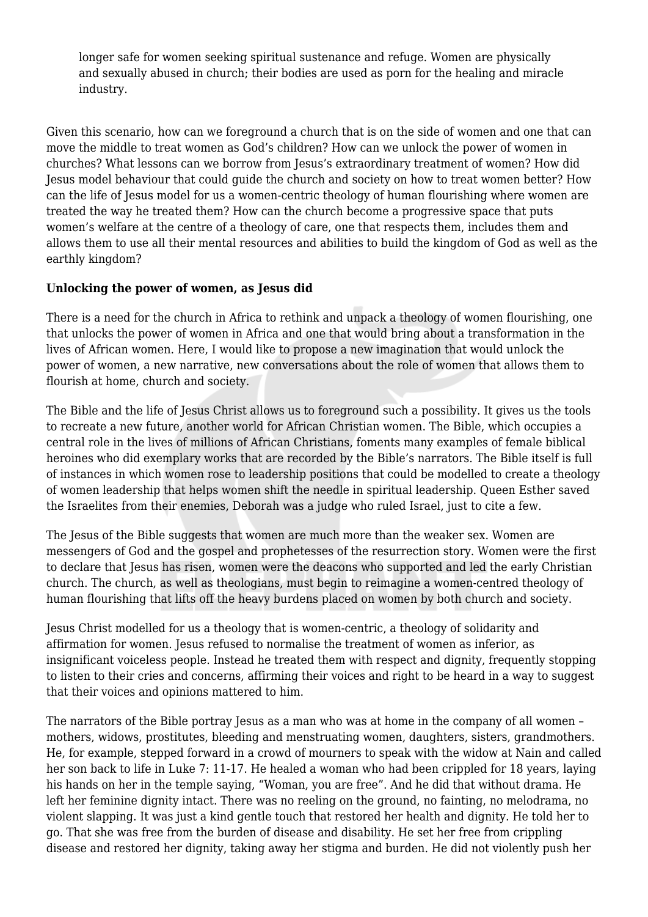longer safe for women seeking spiritual sustenance and refuge. Women are physically and sexually abused in church; their bodies are used as porn for the healing and miracle industry.

Given this scenario, how can we foreground a church that is on the side of women and one that can move the middle to treat women as God's children? How can we unlock the power of women in churches? What lessons can we borrow from Jesus's extraordinary treatment of women? How did Jesus model behaviour that could guide the church and society on how to treat women better? How can the life of Jesus model for us a women-centric theology of human flourishing where women are treated the way he treated them? How can the church become a progressive space that puts women's welfare at the centre of a theology of care, one that respects them, includes them and allows them to use all their mental resources and abilities to build the kingdom of God as well as the earthly kingdom?

**Unlocking the power of women, as Jesus did**

There is a need for the church in Africa to rethink and unpack a theology of women flourishing, one that unlocks the power of women in Africa and one that would bring about a transformation in the lives of African women. Here, I would like to propose a new imagination that would unlock the power of women, a new narrative, new conversations about the role of women that allows them to flourish at home, church and society.

The Bible and the life of Jesus Christ allows us to foreground such a possibility. It gives us the tools to recreate a new future, another world for African Christian women. The Bible, which occupies a central role in the lives of millions of African Christians, foments many examples of female biblical heroines who did exemplary works that are recorded by the Bible's narrators. The Bible itself is full of instances in which women rose to leadership positions that could be modelled to create a theology of women leadership that helps women shift the needle in spiritual leadership. Queen Esther saved the Israelites from their enemies, Deborah was a judge who ruled Israel, just to cite a few.

The Jesus of the Bible suggests that women are much more than the weaker sex. Women are messengers of God and the gospel and prophetesses of the resurrection story. Women were the first to declare that Jesus has risen, women were the deacons who supported and led the early Christian church. The church, as well as theologians, must begin to reimagine a women-centred theology of human flourishing that lifts off the heavy burdens placed on women by both church and society.

Jesus Christ modelled for us a theology that is women-centric, a theology of solidarity and affirmation for women. Jesus refused to normalise the treatment of women as inferior, as insignificant voiceless people. Instead he treated them with respect and dignity, frequently stopping to listen to their cries and concerns, affirming their voices and right to be heard in a way to suggest that their voices and opinions mattered to him.

The narrators of the Bible portray Jesus as a man who was at home in the company of all women – mothers, widows, prostitutes, bleeding and menstruating women, daughters, sisters, grandmothers. He, for example, stepped forward in a crowd of mourners to speak with the widow at Nain and called her son back to life in Luke 7: 11-17. He healed a woman who had been crippled for 18 years, laying his hands on her in the temple saying, "Woman, you are free". And he did that without drama. He left her feminine dignity intact. There was no reeling on the ground, no fainting, no melodrama, no violent slapping. It was just a kind gentle touch that restored her health and dignity. He told her to go. That she was free from the burden of disease and disability. He set her free from crippling disease and restored her dignity, taking away her stigma and burden. He did not violently push her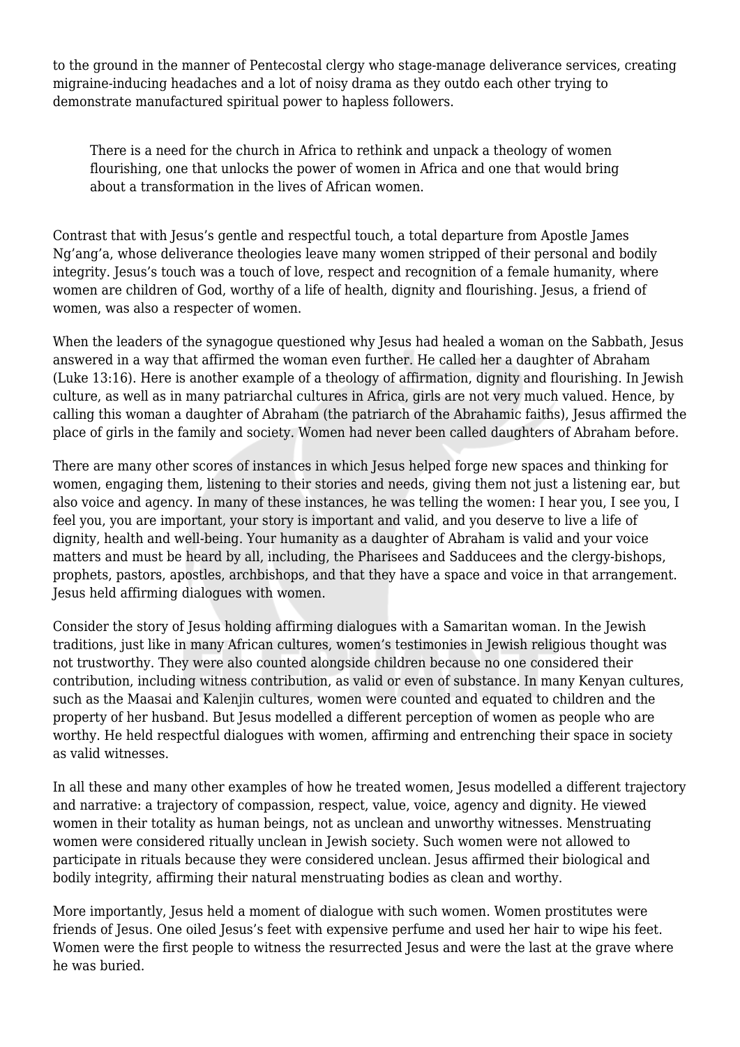to the ground in the manner of Pentecostal clergy who stage-manage deliverance services, creating migraine-inducing headaches and a lot of noisy drama as they outdo each other trying to demonstrate manufactured spiritual power to hapless followers.

> There is a need for the church in Africa to rethink and unpack a theology of women flourishing, one that unlocks the power of women in Africa and one that would bring about a transformation in the lives of African women.

Contrast that with Jesus's gentle and respectful touch, a total departure from Apostle James Ng'ang'a, whose deliverance theologies leave many women stripped of their personal and bodily integrity. Jesus's touch was a touch of love, respect and recognition of a female humanity, where women are children of God, worthy of a life of health, dignity and flourishing. Jesus, a friend of women, was also a respecter of women.

When the leaders of the synagogue questioned why Jesus had healed a woman on the Sabbath, Jesus answered in a way that affirmed the woman even further. He called her a daughter of Abraham (Luke 13:16). Here is another example of a theology of affirmation, dignity and flourishing. In Jewish culture, as well as in many patriarchal cultures in Africa, girls are not very much valued. Hence, by calling this woman a daughter of Abraham (the patriarch of the Abrahamic faiths), Jesus affirmed the place of girls in the family and society. Women had never been called daughters of Abraham before.

There are many other scores of instances in which Jesus helped forge new spaces and thinking for women, engaging them, listening to their stories and needs, giving them not just a listening ear, but also voice and agency. In many of these instances, he was telling the women: I hear you, I see you, I feel you, you are important, your story is important and valid, and you deserve to live a life of dignity, health and well-being. Your humanity as a daughter of Abraham is valid and your voice matters and must be heard by all, including, the Pharisees and Sadducees and the clergy-bishops, prophets, pastors, apostles, archbishops, and that they have a space and voice in that arrangement. Jesus held affirming dialogues with women.

Consider the story of Jesus holding affirming dialogues with a Samaritan woman. In the Jewish traditions, just like in many African cultures, women's testimonies in Jewish religious thought was not trustworthy. They were also counted alongside children because no one considered their contribution, including witness contribution, as valid or even of substance. In many Kenyan cultures, such as the Maasai and Kalenjin cultures, women were counted and equated to children and the property of her husband. But Jesus modelled a different perception of women as people who are worthy. He held respectful dialogues with women, affirming and entrenching their space in society as valid witnesses.

In all these and many other examples of how he treated women, Jesus modelled a different trajectory and narrative: a trajectory of compassion, respect, value, voice, agency and dignity. He viewed women in their totality as human beings, not as unclean and unworthy witnesses. Menstruating women were considered ritually unclean in Jewish society. Such women were not allowed to participate in rituals because they were considered unclean. Jesus affirmed their biological and bodily integrity, affirming their natural menstruating bodies as clean and worthy.

More importantly, Jesus held a moment of dialogue with such women. Women prostitutes were friends of Jesus. One oiled Jesus's feet with expensive perfume and used her hair to wipe his feet. Women were the first people to witness the resurrected Jesus and were the last at the grave where he was buried.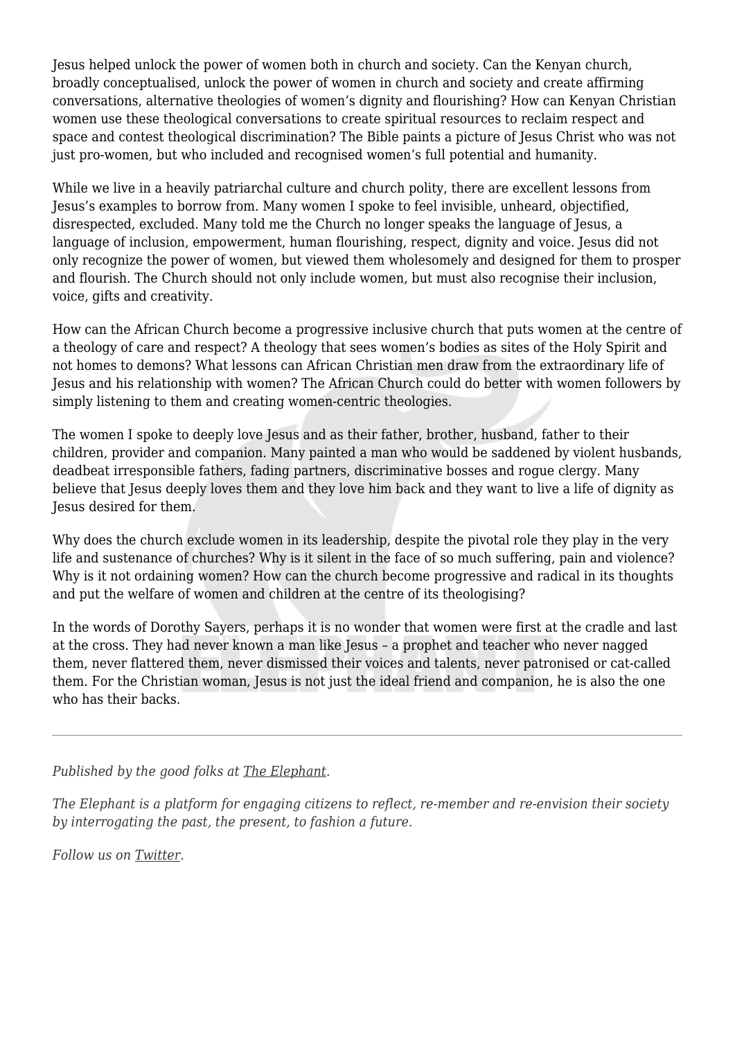Jesus helped unlock the power of women both in church and society. Can the Kenyan church, broadly conceptualised, unlock the power of women in church and society and create affirming conversations, alternative theologies of women's dignity and flourishing? How can Kenyan Christian women use these theological conversations to create spiritual resources to reclaim respect and space and contest theological discrimination? The Bible paints a picture of Jesus Christ who was not just pro-women, but who included and recognised women's full potential and humanity.

While we live in a heavily patriarchal culture and church polity, there are excellent lessons from Jesus's examples to borrow from. Many women I spoke to feel invisible, unheard, objectified, disrespected, excluded. Many told me the Church no longer speaks the language of Jesus, a language of inclusion, empowerment, human flourishing, respect, dignity and voice. Jesus did not only recognize the power of women, but viewed them wholesomely and designed for them to prosper and flourish. The Church should not only include women, but must also recognise their inclusion, voice, gifts and creativity.

How can the African Church become a progressive inclusive church that puts women at the centre of a theology of care and respect? A theology that sees women's bodies as sites of the Holy Spirit and not homes to demons? What lessons can African Christian men draw from the extraordinary life of Jesus and his relationship with women? The African Church could do better with women followers by simply listening to them and creating women-centric theologies.

The women I spoke to deeply love Jesus and as their father, brother, husband, father to their children, provider and companion. Many painted a man who would be saddened by violent husbands, deadbeat irresponsible fathers, fading partners, discriminative bosses and rogue clergy. Many believe that Jesus deeply loves them and they love him back and they want to live a life of dignity as Jesus desired for them.

Why does the church exclude women in its leadership, despite the pivotal role they play in the very life and sustenance of churches? Why is it silent in the face of so much suffering, pain and violence? Why is it not ordaining women? How can the church become progressive and radical in its thoughts and put the welfare of women and children at the centre of its theologising?

In the words of Dorothy Sayers, perhaps it is no wonder that women were first at the cradle and last at the cross. They had never known a man like Jesus – a prophet and teacher who never nagged them, never flattered them, never dismissed their voices and talents, never patronised or cat-called them. For the Christian woman, Jesus is not just the ideal friend and companion, he is also the one who has their backs.

---

*Published by the good folks at The Elephant.*

*The Elephant is a platform for engaging citizens to reflect, re-member and re-envision their society by interrogating the past, the present, to fashion a future.*

*Follow us on Twitter.*